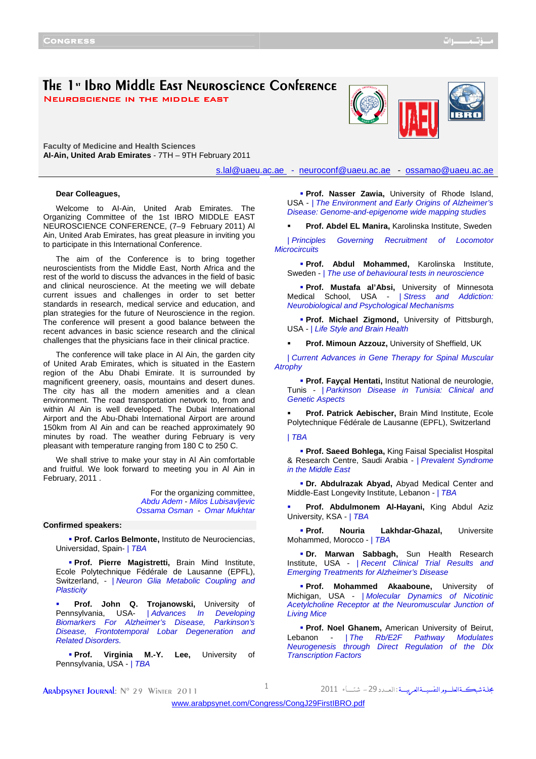# The 1st Ibro Middle East Neuroscience Conference

## Neuroscience in the Middle East

**Faculty of Medicine and Health Sciences**
**Al-Ain, United Arab Emirates** - 7TH – 9TH February 2011

s.lal@uaeu.ac.ae - neuroconf@uaeu.ac.ae - ossamao@uaeu.ac.ae

**Dear Colleagues,**

Welcome to Al-Ain, United Arab Emirates. The Organizing Committee of the 1st IBRO MIDDLE EAST NEUROSCIENCE CONFERENCE, (7–9 February 2011) Al Ain, United Arab Emirates, has great pleasure in inviting you to participate in this International Conference.

The aim of the Conference is to bring together neuroscientists from the Middle East, North Africa and the rest of the world to discuss the advances in the field of basic and clinical neuroscience. At the meeting we will debate current issues and challenges in order to set better standards in research, medical service and education, and plan strategies for the future of Neuroscience in the region. The conference will present a good balance between the recent advances in basic science research and the clinical challenges that the physicians face in their clinical practice.

The conference will take place in Al Ain, the garden city of United Arab Emirates, which is situated in the Eastern region of the Abu Dhabi Emirate. It is surrounded by magnificent greenery, oasis, mountains and desert dunes. The city has all the modern amenities and a clean environment. The road transportation network to, from and within Al Ain is well developed. The Dubai International Airport and the Abu-Dhabi International Airport are around 150km from Al Ain and can be reached approximately 90 minutes by road. The weather during February is very pleasant with temperature ranging from 180 C to 250 C.

We shall strive to make your stay in Al Ain comfortable and fruitful. We look forward to meeting you in Al Ain in February, 2011 .

For the organizing committee,
*Abdu Adem - Milos Lubisavljevic*
*Ossama Osman - Omar Mukhtar*

**Confirmed speakers:**

- **Prof. Carlos Belmonte,** Instituto de Neurociencias, Universidad, Spain- | *TBA*
- **Prof. Pierre Magistretti,** Brain Mind Institute, Ecole Polytechnique Fédérale de Lausanne (EPFL), Switzerland, - | *Neuron Glia Metabolic Coupling and Plasticity*
- **Prof. John Q. Trojanowski,** University of Pennsylvania, USA- | *Advances In Developing Biomarkers For Alzheimer's Disease, Parkinson's Disease, Frontotemporal Lobar Degeneration and Related Disorders.*
- **Prof. Virginia M.-Y. Lee,** University of Pennsylvania, USA - | *TBA*
- **Prof. Nasser Zawia,** University of Rhode Island, USA - | *The Environment and Early Origins of Alzheimer's Disease: Genome-and-epigenome wide mapping studies*
- **Prof. Abdel EL Manira,** Karolinska Institute, Sweden | *Principles Governing Recruitment of Locomotor Microcircuits*
- **Prof. Abdul Mohammed,** Karolinska Institute, Sweden - | *The use of behavioural tests in neuroscience*
- **Prof. Mustafa al'Absi,** University of Minnesota Medical School, USA - | *Stress and Addiction: Neurobiological and Psychological Mechanisms*
- **Prof. Michael Zigmond,** University of Pittsburgh, USA - | *Life Style and Brain Health*
- **Prof. Mimoun Azzouz,** University of Sheffield, UK | *Current Advances in Gene Therapy for Spinal Muscular Atrophy*
- **Prof. Fayçal Hentati,** Institut National de neurologie, Tunis - | *Parkinson Disease in Tunisia: Clinical and Genetic Aspects*
- **Prof. Patrick Aebischer,** Brain Mind Institute, Ecole Polytechnique Fédérale de Lausanne (EPFL), Switzerland | *TBA*
- **Prof. Saeed Bohlega,** King Faisal Specialist Hospital & Research Centre, Saudi Arabia - | *Prevalent Syndrome in the Middle East*
- **Dr. Abdulrazak Abyad,** Abyad Medical Center and Middle-East Longevity Institute, Lebanon - | *TBA*
- **Prof. Abdulmonem Al-Hayani,** King Abdul Aziz University, KSA - | *TBA*
- **Prof. Nouria Lakhdar-Ghazal,** Universite Mohammed, Morocco - | *TBA*
- **Dr. Marwan Sabbagh,** Sun Health Research Institute, USA - | *Recent Clinical Trial Results and Emerging Treatments for Alzheimer's Disease*
- **Prof. Mohammed Akaaboune,** University of Michigan, USA - | *Molecular Dynamics of Nicotinic Acetylcholine Receptor at the Neuromuscular Junction of Living Mice*
- **Prof. Noel Ghanem,** American University of Beirut, Lebanon - | *The Rb/E2F Pathway Modulates Neurogenesis through Direct Regulation of the Dlx Transcription Factors*

www.arabpsynet.com/Congress/CongJ29FirstIBRO.pdf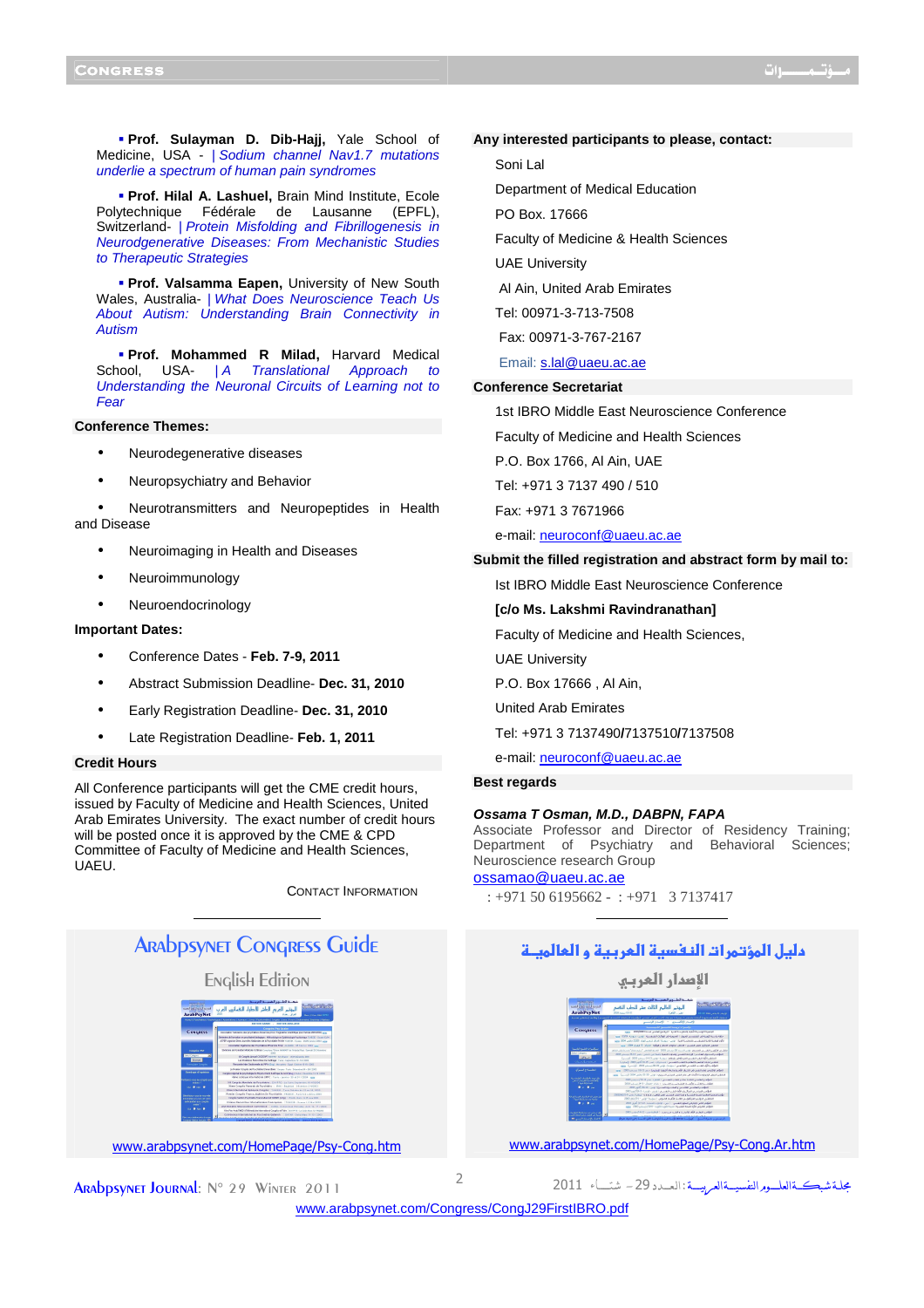- **Prof. Sulayman D. Dib-Hajj,** Yale School of Medicine, USA - | *Sodium channel Nav1.7 mutations underlie a spectrum of human pain syndromes*

- **Prof. Hilal A. Lashuel,** Brain Mind Institute, Ecole Polytechnique Fédérale de Lausanne (EPFL), Switzerland- | *Protein Misfolding and Fibrillogenesis in Neurodegenerative Diseases: From Mechanistic Studies to Therapeutic Strategies*

- **Prof. Valsamma Eapen,** University of New South Wales, Australia- | *What Does Neuroscience Teach Us About Autism: Understanding Brain Connectivity in Autism*

- **Prof. Mohammed R Milad,** Harvard Medical School, USA- | *A Translational Approach to Understanding the Neuronal Circuits of Learning not to Fear*

**Conference Themes:**

- Neurodegenerative diseases
- Neuropsychiatry and Behavior
- Neurotransmitters and Neuropeptides in Health and Disease
- Neuroimaging in Health and Diseases
- Neuroimmunology
- Neuroendocrinology

**Important Dates:**

- Conference Dates - **Feb. 7-9, 2011**
- Abstract Submission Deadline- **Dec. 31, 2010**
- Early Registration Deadline- **Dec. 31, 2010**
- Late Registration Deadline- **Feb. 1, 2011**

**Credit Hours**

All Conference participants will get the CME credit hours, issued by Faculty of Medicine and Health Sciences, United Arab Emirates University. The exact number of credit hours will be posted once it is approved by the CME & CPD Committee of Faculty of Medicine and Health Sciences, UAEU.

CONTACT INFORMATION

**Any interested participants to please, contact:**

Soni Lal

Department of Medical Education

PO Box. 17666

Faculty of Medicine & Health Sciences

UAE University

Al Ain, United Arab Emirates

Tel: 00971-3-713-7508

Fax: 00971-3-767-2167

Email: s.lal@uaeu.ac.ae

**Conference Secretariat**

1st IBRO Middle East Neuroscience Conference

Faculty of Medicine and Health Sciences

P.O. Box 1766, Al Ain, UAE

Tel: +971 3 7137 490 / 510

Fax: +971 3 7671966

e-mail: neuroconf@uaeu.ac.ae

**Submit the filled registration and abstract form by mail to:**

Ist IBRO Middle East Neuroscience Conference

**[c/o Ms. Lakshmi Ravindranathan]**

Faculty of Medicine and Health Sciences,

UAE University

P.O. Box 17666 , Al Ain,

United Arab Emirates

Tel: +971 3 7137490/7137510/7137508

e-mail: neuroconf@uaeu.ac.ae

**Best regards**

***Ossama T Osman, M.D., DABPN, FAPA***

Associate Professor and Director of Residency Training; Department of Psychiatry and Behavioral Sciences; Neuroscience research Group

ossamao@uaeu.ac.ae

: +971 50 6195662 - : +971 3 7137417

**ArabpsyNet Congress Guide**

English Edition

www.arabpsynet.com/HomePage/Psy-Cong.htm

**دليل المؤتمرات النفسية العربية و العالمية**

الإصدار العربي

www.arabpsynet.com/HomePage/Psy-Cong.Ar.htm

www.arabpsynet.com/Congress/CongJ29FirstIBRO.pdf